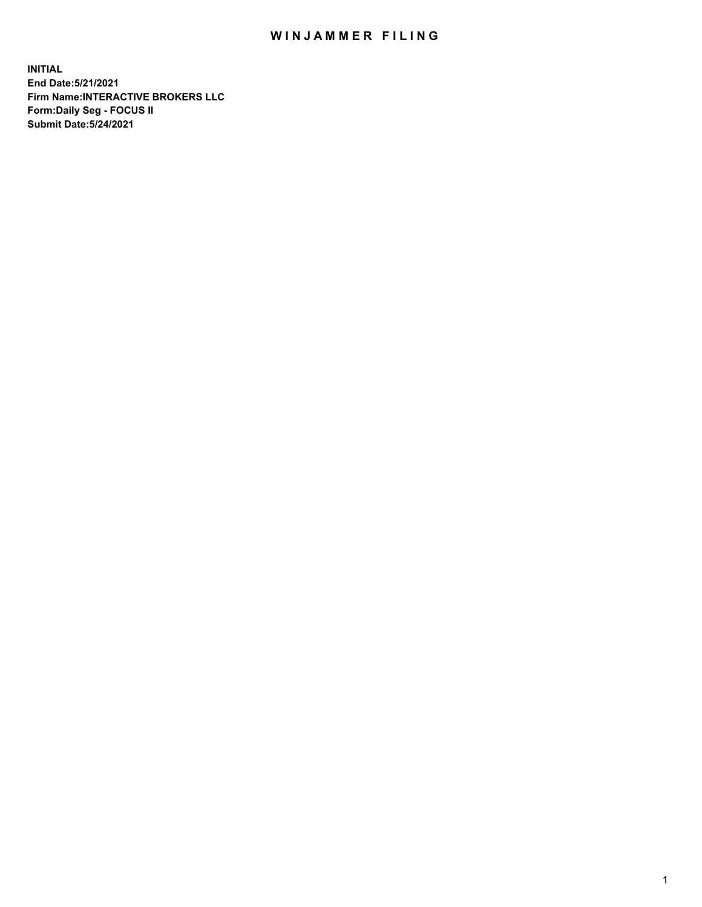# WINJAMMER FILING

**INITIAL**
**End Date:5/21/2021**
**Firm Name:INTERACTIVE BROKERS LLC**
**Form:Daily Seg - FOCUS II**
**Submit Date:5/24/2021**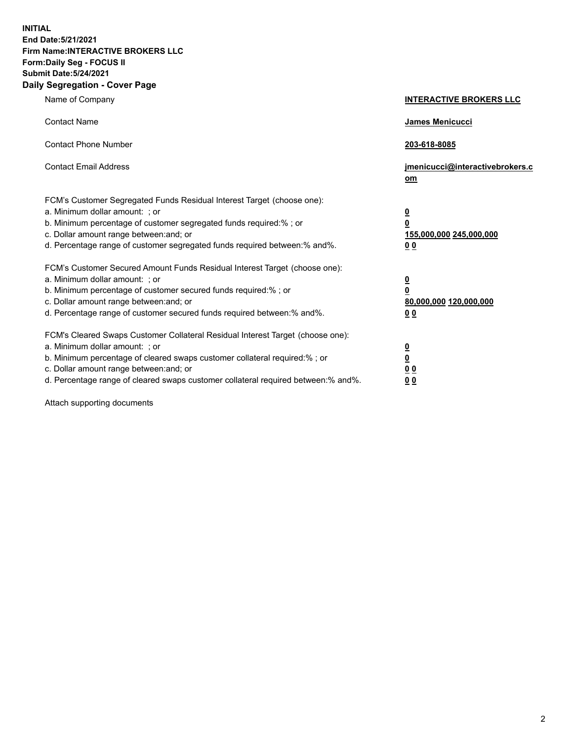**INITIAL**
**End Date:5/21/2021**
**Firm Name:INTERACTIVE BROKERS LLC**
**Form:Daily Seg - FOCUS II**
**Submit Date:5/24/2021**

## Daily Segregation - Cover Page

| | |
|---|---|
| Name of Company | **INTERACTIVE BROKERS LLC** |
| Contact Name | **James Menicucci** |
| Contact Phone Number | **203-618-8085** |
| Contact Email Address | **jmenicucci@interactivebrokers.com** |

FCM's Customer Segregated Funds Residual Interest Target (choose one):

| | |
|---|---|
| a. Minimum dollar amount: ; or | **0** |
| b. Minimum percentage of customer segregated funds required:% ; or | **0** |
| c. Dollar amount range between:and; or | **155,000,000 245,000,000** |
| d. Percentage range of customer segregated funds required between:% and%. | **0 0** |

FCM's Customer Secured Amount Funds Residual Interest Target (choose one):

| | |
|---|---|
| a. Minimum dollar amount: ; or | **0** |
| b. Minimum percentage of customer secured funds required:% ; or | **0** |
| c. Dollar amount range between:and; or | **80,000,000 120,000,000** |
| d. Percentage range of customer secured funds required between:% and%. | **0 0** |

FCM's Cleared Swaps Customer Collateral Residual Interest Target (choose one):

| | |
|---|---|
| a. Minimum dollar amount: ; or | **0** |
| b. Minimum percentage of cleared swaps customer collateral required:% ; or | **0** |
| c. Dollar amount range between:and; or | **0 0** |
| d. Percentage range of cleared swaps customer collateral required between:% and%. | **0 0** |

Attach supporting documents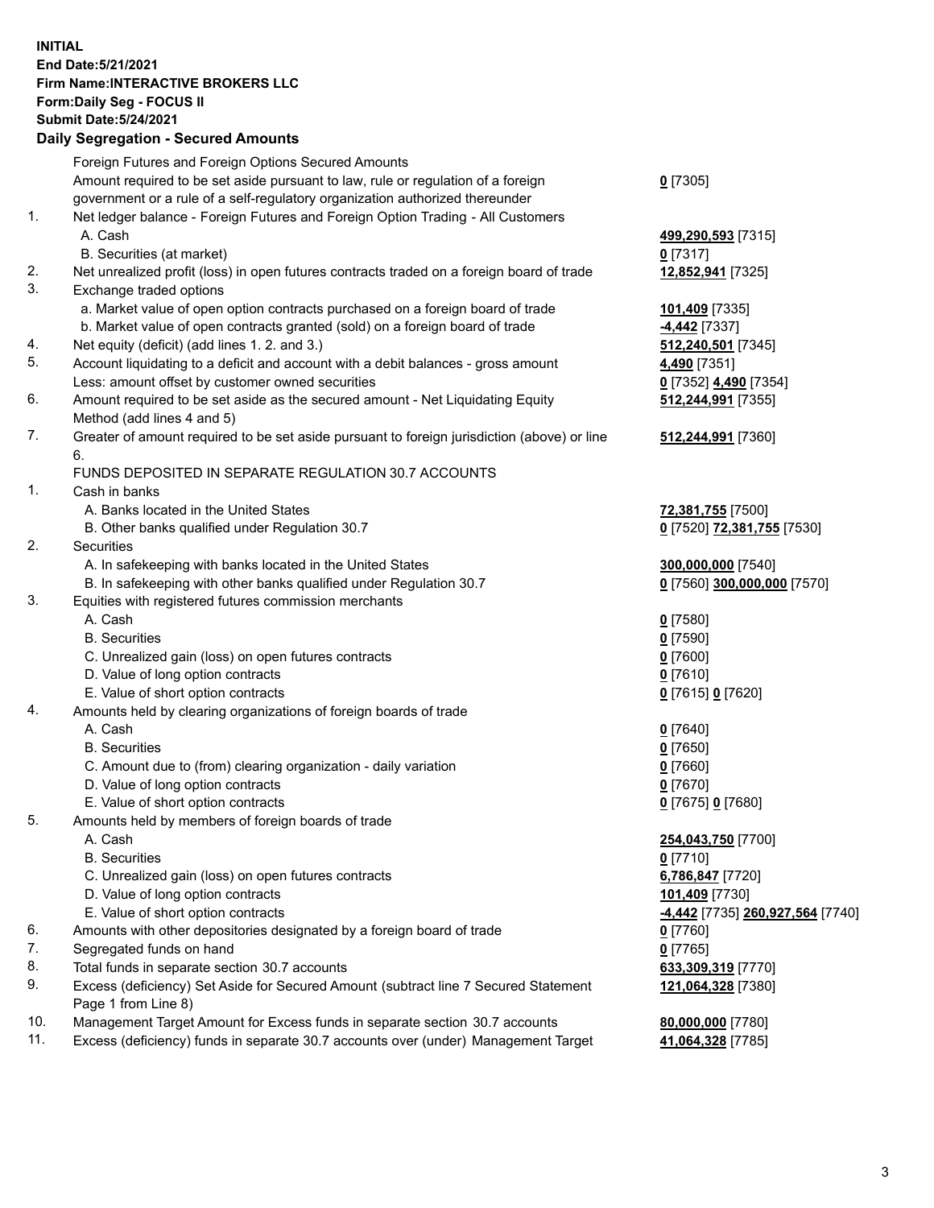**INITIAL**
**End Date:5/21/2021**
**Firm Name:INTERACTIVE BROKERS LLC**
**Form:Daily Seg - FOCUS II**
**Submit Date:5/24/2021**

**Daily Segregation - Secured Amounts**

| | | |
|---|---|---|
| | Foreign Futures and Foreign Options Secured Amounts | |
| | Amount required to be set aside pursuant to law, rule or regulation of a foreign government or a rule of a self-regulatory organization authorized thereunder | **0** [7305] |
| 1. | Net ledger balance - Foreign Futures and Foreign Option Trading - All Customers | |
| | A. Cash | **499,290,593** [7315] |
| | B. Securities (at market) | **0** [7317] |
| 2. | Net unrealized profit (loss) in open futures contracts traded on a foreign board of trade | **12,852,941** [7325] |
| 3. | Exchange traded options | |
| | a. Market value of open option contracts purchased on a foreign board of trade | **101,409** [7335] |
| | b. Market value of open contracts granted (sold) on a foreign board of trade | **-4,442** [7337] |
| 4. | Net equity (deficit) (add lines 1. 2. and 3.) | **512,240,501** [7345] |
| 5. | Account liquidating to a deficit and account with a debit balances - gross amount | **4,490** [7351] |
| | Less: amount offset by customer owned securities | **0** [7352] **4,490** [7354] |
| 6. | Amount required to be set aside as the secured amount - Net Liquidating Equity Method (add lines 4 and 5) | **512,244,991** [7355] |
| 7. | Greater of amount required to be set aside pursuant to foreign jurisdiction (above) or line 6. | **512,244,991** [7360] |
| | FUNDS DEPOSITED IN SEPARATE REGULATION 30.7 ACCOUNTS | |
| 1. | Cash in banks | |
| | A. Banks located in the United States | **72,381,755** [7500] |
| | B. Other banks qualified under Regulation 30.7 | **0** [7520] **72,381,755** [7530] |
| 2. | Securities | |
| | A. In safekeeping with banks located in the United States | **300,000,000** [7540] |
| | B. In safekeeping with other banks qualified under Regulation 30.7 | **0** [7560] **300,000,000** [7570] |
| 3. | Equities with registered futures commission merchants | |
| | A. Cash | **0** [7580] |
| | B. Securities | **0** [7590] |
| | C. Unrealized gain (loss) on open futures contracts | **0** [7600] |
| | D. Value of long option contracts | **0** [7610] |
| | E. Value of short option contracts | **0** [7615] **0** [7620] |
| 4. | Amounts held by clearing organizations of foreign boards of trade | |
| | A. Cash | **0** [7640] |
| | B. Securities | **0** [7650] |
| | C. Amount due to (from) clearing organization - daily variation | **0** [7660] |
| | D. Value of long option contracts | **0** [7670] |
| | E. Value of short option contracts | **0** [7675] **0** [7680] |
| 5. | Amounts held by members of foreign boards of trade | |
| | A. Cash | **254,043,750** [7700] |
| | B. Securities | **0** [7710] |
| | C. Unrealized gain (loss) on open futures contracts | **6,786,847** [7720] |
| | D. Value of long option contracts | **101,409** [7730] |
| | E. Value of short option contracts | **-4,442** [7735] **260,927,564** [7740] |
| 6. | Amounts with other depositories designated by a foreign board of trade | **0** [7760] |
| 7. | Segregated funds on hand | **0** [7765] |
| 8. | Total funds in separate section 30.7 accounts | **633,309,319** [7770] |
| 9. | Excess (deficiency) Set Aside for Secured Amount (subtract line 7 Secured Statement Page 1 from Line 8) | **121,064,328** [7380] |
| 10. | Management Target Amount for Excess funds in separate section 30.7 accounts | **80,000,000** [7780] |
| 11. | Excess (deficiency) funds in separate 30.7 accounts over (under) Management Target | **41,064,328** [7785] |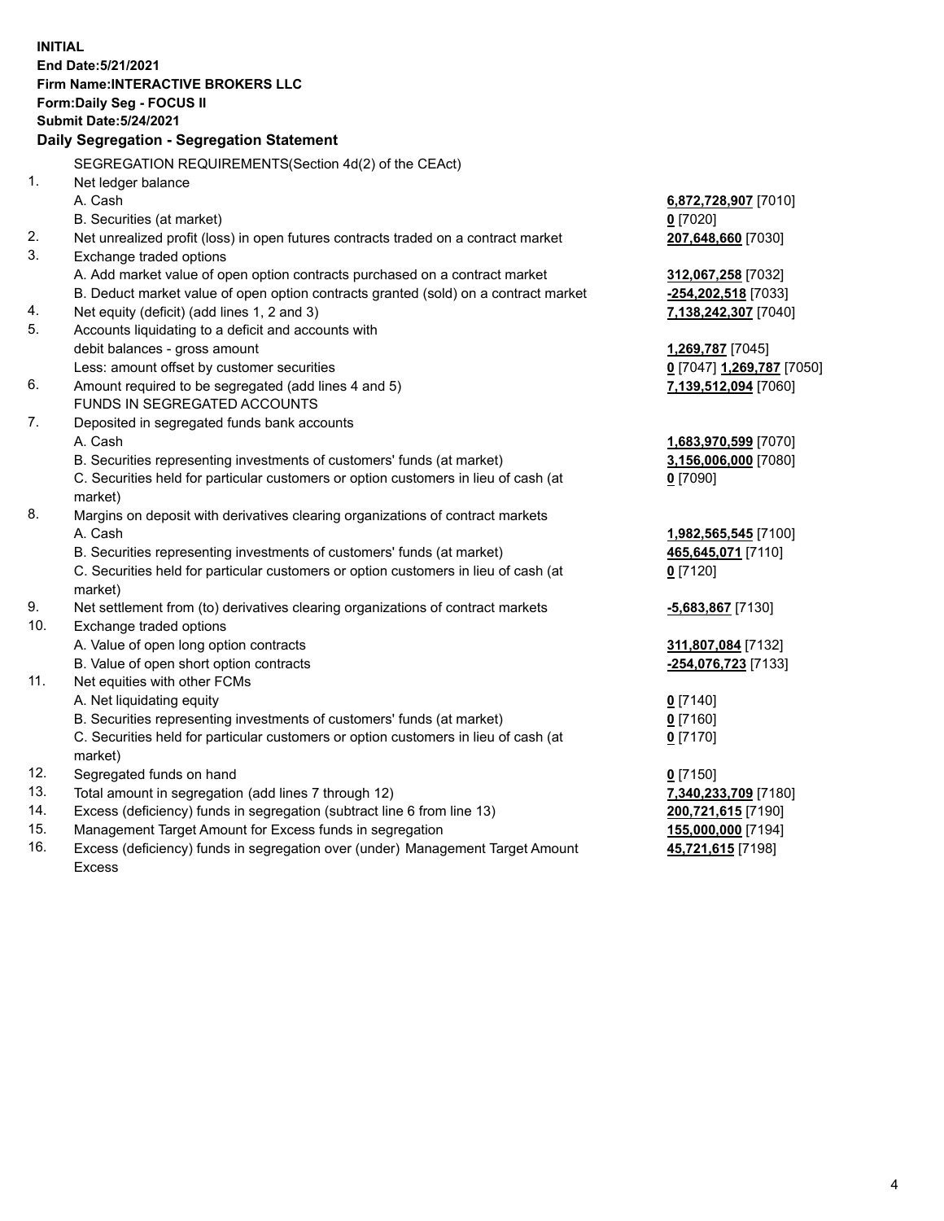**INITIAL**
**End Date:5/21/2021**
**Firm Name:INTERACTIVE BROKERS LLC**
**Form:Daily Seg - FOCUS II**
**Submit Date:5/24/2021**

**Daily Segregation - Segregation Statement**

| | SEGREGATION REQUIREMENTS(Section 4d(2) of the CEAct) | |
|---|---|---|
| 1. | Net ledger balance | |
| | A. Cash | **6,872,728,907** [7010] |
| | B. Securities (at market) | **0** [7020] |
| 2. | Net unrealized profit (loss) in open futures contracts traded on a contract market | **207,648,660** [7030] |
| 3. | Exchange traded options | |
| | A. Add market value of open option contracts purchased on a contract market | **312,067,258** [7032] |
| | B. Deduct market value of open option contracts granted (sold) on a contract market | **-254,202,518** [7033] |
| 4. | Net equity (deficit) (add lines 1, 2 and 3) | **7,138,242,307** [7040] |
| 5. | Accounts liquidating to a deficit and accounts with | |
| | debit balances - gross amount | **1,269,787** [7045] |
| | Less: amount offset by customer securities | **0** [7047] **1,269,787** [7050] |
| 6. | Amount required to be segregated (add lines 4 and 5) | **7,139,512,094** [7060] |
| | FUNDS IN SEGREGATED ACCOUNTS | |
| 7. | Deposited in segregated funds bank accounts | |
| | A. Cash | **1,683,970,599** [7070] |
| | B. Securities representing investments of customers' funds (at market) | **3,156,006,000** [7080] |
| | C. Securities held for particular customers or option customers in lieu of cash (at market) | **0** [7090] |
| 8. | Margins on deposit with derivatives clearing organizations of contract markets | |
| | A. Cash | **1,982,565,545** [7100] |
| | B. Securities representing investments of customers' funds (at market) | **465,645,071** [7110] |
| | C. Securities held for particular customers or option customers in lieu of cash (at market) | **0** [7120] |
| 9. | Net settlement from (to) derivatives clearing organizations of contract markets | **-5,683,867** [7130] |
| 10. | Exchange traded options | |
| | A. Value of open long option contracts | **311,807,084** [7132] |
| | B. Value of open short option contracts | **-254,076,723** [7133] |
| 11. | Net equities with other FCMs | |
| | A. Net liquidating equity | **0** [7140] |
| | B. Securities representing investments of customers' funds (at market) | **0** [7160] |
| | C. Securities held for particular customers or option customers in lieu of cash (at market) | **0** [7170] |
| 12. | Segregated funds on hand | **0** [7150] |
| 13. | Total amount in segregation (add lines 7 through 12) | **7,340,233,709** [7180] |
| 14. | Excess (deficiency) funds in segregation (subtract line 6 from line 13) | **200,721,615** [7190] |
| 15. | Management Target Amount for Excess funds in segregation | **155,000,000** [7194] |
| 16. | Excess (deficiency) funds in segregation over (under) Management Target Amount Excess | **45,721,615** [7198] |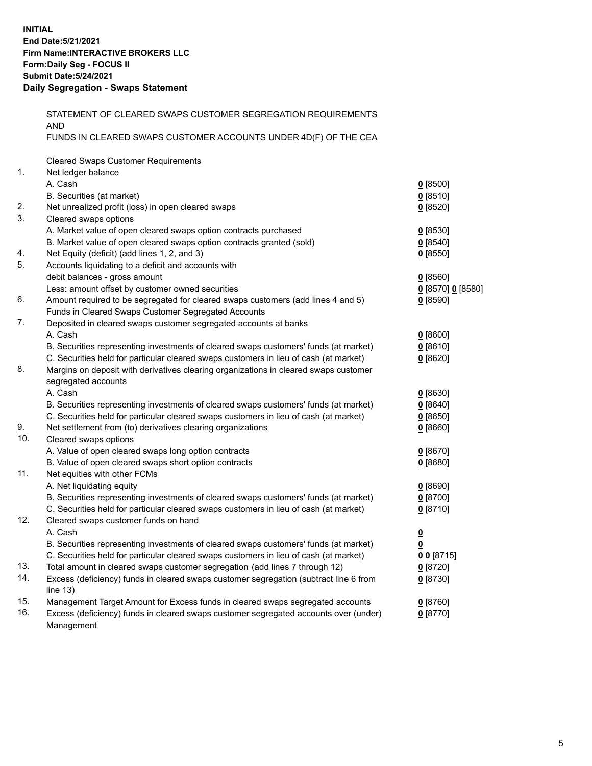**INITIAL**
**End Date:5/21/2021**
**Firm Name:INTERACTIVE BROKERS LLC**
**Form:Daily Seg - FOCUS II**
**Submit Date:5/24/2021**
**Daily Segregation - Swaps Statement**

STATEMENT OF CLEARED SWAPS CUSTOMER SEGREGATION REQUIREMENTS AND FUNDS IN CLEARED SWAPS CUSTOMER ACCOUNTS UNDER 4D(F) OF THE CEA

| | | |
|---|---|---|
| | Cleared Swaps Customer Requirements | |
| 1. | Net ledger balance | |
| | A. Cash | 0 [8500] |
| | B. Securities (at market) | 0 [8510] |
| 2. | Net unrealized profit (loss) in open cleared swaps | 0 [8520] |
| 3. | Cleared swaps options | |
| | A. Market value of open cleared swaps option contracts purchased | 0 [8530] |
| | B. Market value of open cleared swaps option contracts granted (sold) | 0 [8540] |
| 4. | Net Equity (deficit) (add lines 1, 2, and 3) | 0 [8550] |
| 5. | Accounts liquidating to a deficit and accounts with | |
| | debit balances - gross amount | 0 [8560] |
| | Less: amount offset by customer owned securities | 0 [8570] 0 [8580] |
| 6. | Amount required to be segregated for cleared swaps customers (add lines 4 and 5) | 0 [8590] |
| | Funds in Cleared Swaps Customer Segregated Accounts | |
| 7. | Deposited in cleared swaps customer segregated accounts at banks | |
| | A. Cash | 0 [8600] |
| | B. Securities representing investments of cleared swaps customers' funds (at market) | 0 [8610] |
| | C. Securities held for particular cleared swaps customers in lieu of cash (at market) | 0 [8620] |
| 8. | Margins on deposit with derivatives clearing organizations in cleared swaps customer segregated accounts | |
| | A. Cash | 0 [8630] |
| | B. Securities representing investments of cleared swaps customers' funds (at market) | 0 [8640] |
| | C. Securities held for particular cleared swaps customers in lieu of cash (at market) | 0 [8650] |
| 9. | Net settlement from (to) derivatives clearing organizations | 0 [8660] |
| 10. | Cleared swaps options | |
| | A. Value of open cleared swaps long option contracts | 0 [8670] |
| | B. Value of open cleared swaps short option contracts | 0 [8680] |
| 11. | Net equities with other FCMs | |
| | A. Net liquidating equity | 0 [8690] |
| | B. Securities representing investments of cleared swaps customers' funds (at market) | 0 [8700] |
| | C. Securities held for particular cleared swaps customers in lieu of cash (at market) | 0 [8710] |
| 12. | Cleared swaps customer funds on hand | |
| | A. Cash | 0 |
| | B. Securities representing investments of cleared swaps customers' funds (at market) | 0 |
| | C. Securities held for particular cleared swaps customers in lieu of cash (at market) | 0 0 [8715] |
| 13. | Total amount in cleared swaps customer segregation (add lines 7 through 12) | 0 [8720] |
| 14. | Excess (deficiency) funds in cleared swaps customer segregation (subtract line 6 from line 13) | 0 [8730] |
| 15. | Management Target Amount for Excess funds in cleared swaps segregated accounts | 0 [8760] |
| 16. | Excess (deficiency) funds in cleared swaps customer segregated accounts over (under) Management | 0 [8770] |